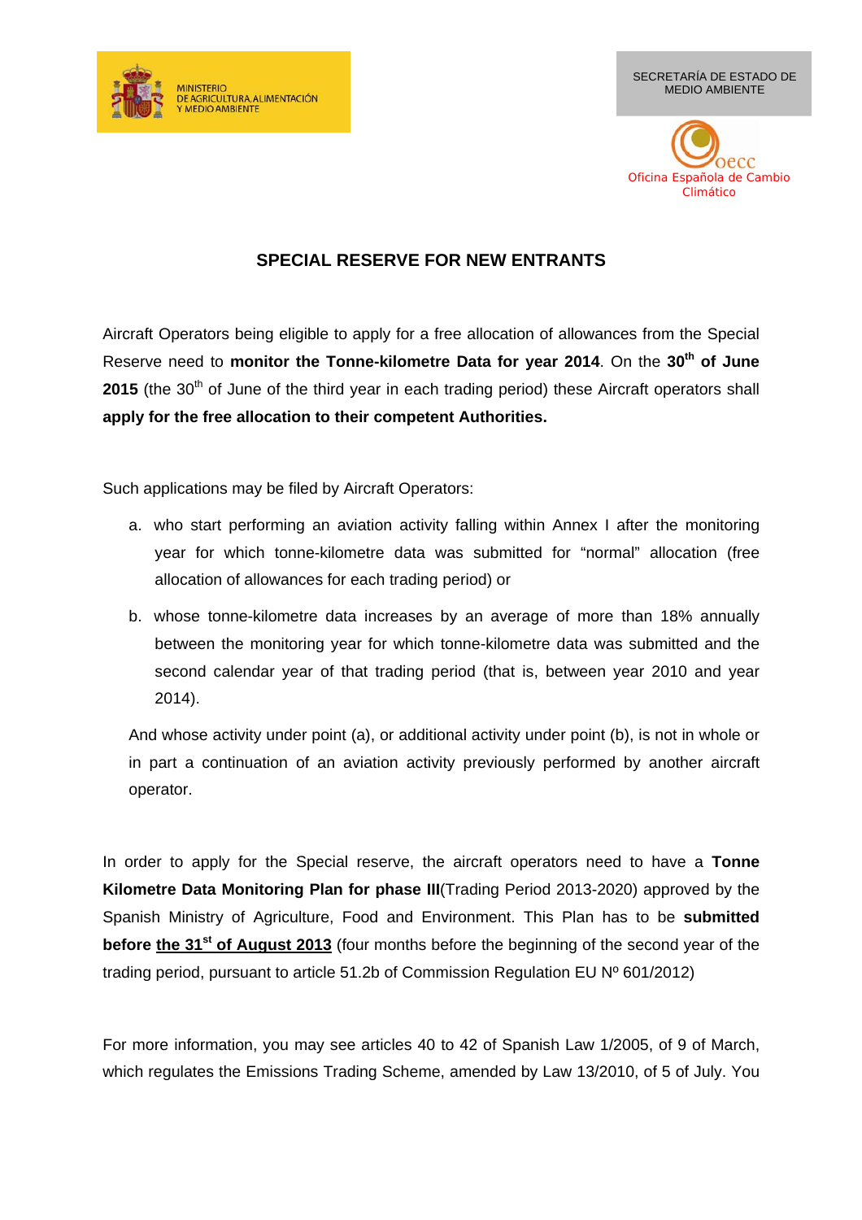MINISTERIO DE AGRICULTURA, ALIMENTACIÓN Y MEDIO AMBIENTE

SECRETARÍA DE ESTADO DE MEDIO AMBIENTE

oecc
Oficina Española de Cambio Climático

# SPECIAL RESERVE FOR NEW ENTRANTS

Aircraft Operators being eligible to apply for a free allocation of allowances from the Special Reserve need to **monitor the Tonne-kilometre Data for year 2014**. On the **30th of June 2015** (the 30th of June of the third year in each trading period) these Aircraft operators shall **apply for the free allocation to their competent Authorities.**

Such applications may be filed by Aircraft Operators:

a. who start performing an aviation activity falling within Annex I after the monitoring year for which tonne-kilometre data was submitted for "normal" allocation (free allocation of allowances for each trading period) or

b. whose tonne-kilometre data increases by an average of more than 18% annually between the monitoring year for which tonne-kilometre data was submitted and the second calendar year of that trading period (that is, between year 2010 and year 2014).

And whose activity under point (a), or additional activity under point (b), is not in whole or in part a continuation of an aviation activity previously performed by another aircraft operator.

In order to apply for the Special reserve, the aircraft operators need to have a **Tonne Kilometre Data Monitoring Plan for phase III**(Trading Period 2013-2020) approved by the Spanish Ministry of Agriculture, Food and Environment. This Plan has to be **submitted before <u>the 31st of August 2013</u>** (four months before the beginning of the second year of the trading period, pursuant to article 51.2b of Commission Regulation EU Nº 601/2012)

For more information, you may see articles 40 to 42 of Spanish Law 1/2005, of 9 of March, which regulates the Emissions Trading Scheme, amended by Law 13/2010, of 5 of July. You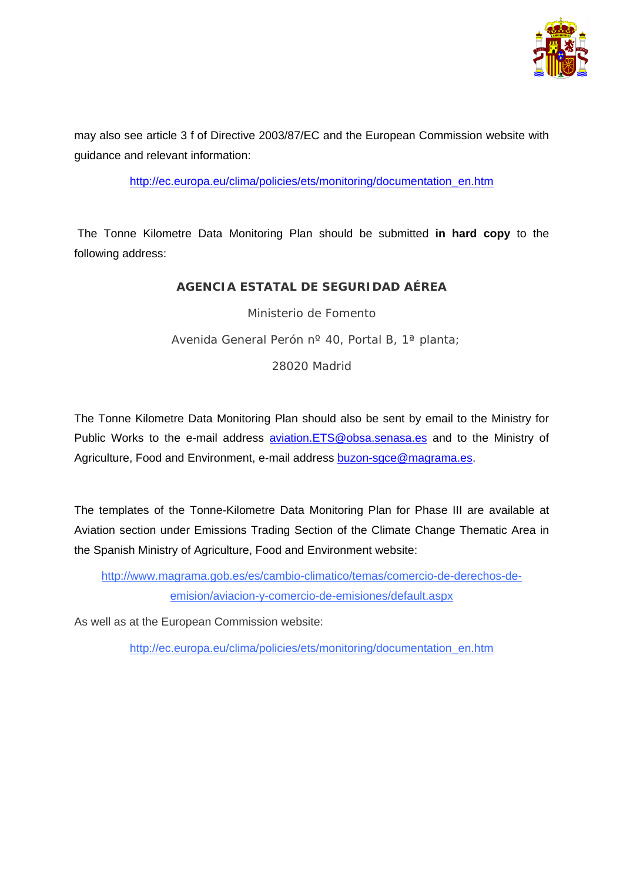may also see article 3 f of Directive 2003/87/EC and the European Commission website with guidance and relevant information:

http://ec.europa.eu/clima/policies/ets/monitoring/documentation_en.htm

The Tonne Kilometre Data Monitoring Plan should be submitted **in hard copy** to the following address:

**AGENCIA ESTATAL DE SEGURIDAD AÉREA**

Ministerio de Fomento

Avenida General Perón nº 40, Portal B, 1ª planta;

28020 Madrid

The Tonne Kilometre Data Monitoring Plan should also be sent by email to the Ministry for Public Works to the e-mail address aviation.ETS@obsa.senasa.es and to the Ministry of Agriculture, Food and Environment, e-mail address buzon-sgce@magrama.es.

The templates of the Tonne-Kilometre Data Monitoring Plan for Phase III are available at Aviation section under Emissions Trading Section of the Climate Change Thematic Area in the Spanish Ministry of Agriculture, Food and Environment website:

http://www.magrama.gob.es/es/cambio-climatico/temas/comercio-de-derechos-de-emision/aviacion-y-comercio-de-emisiones/default.aspx

As well as at the European Commission website:

http://ec.europa.eu/clima/policies/ets/monitoring/documentation_en.htm